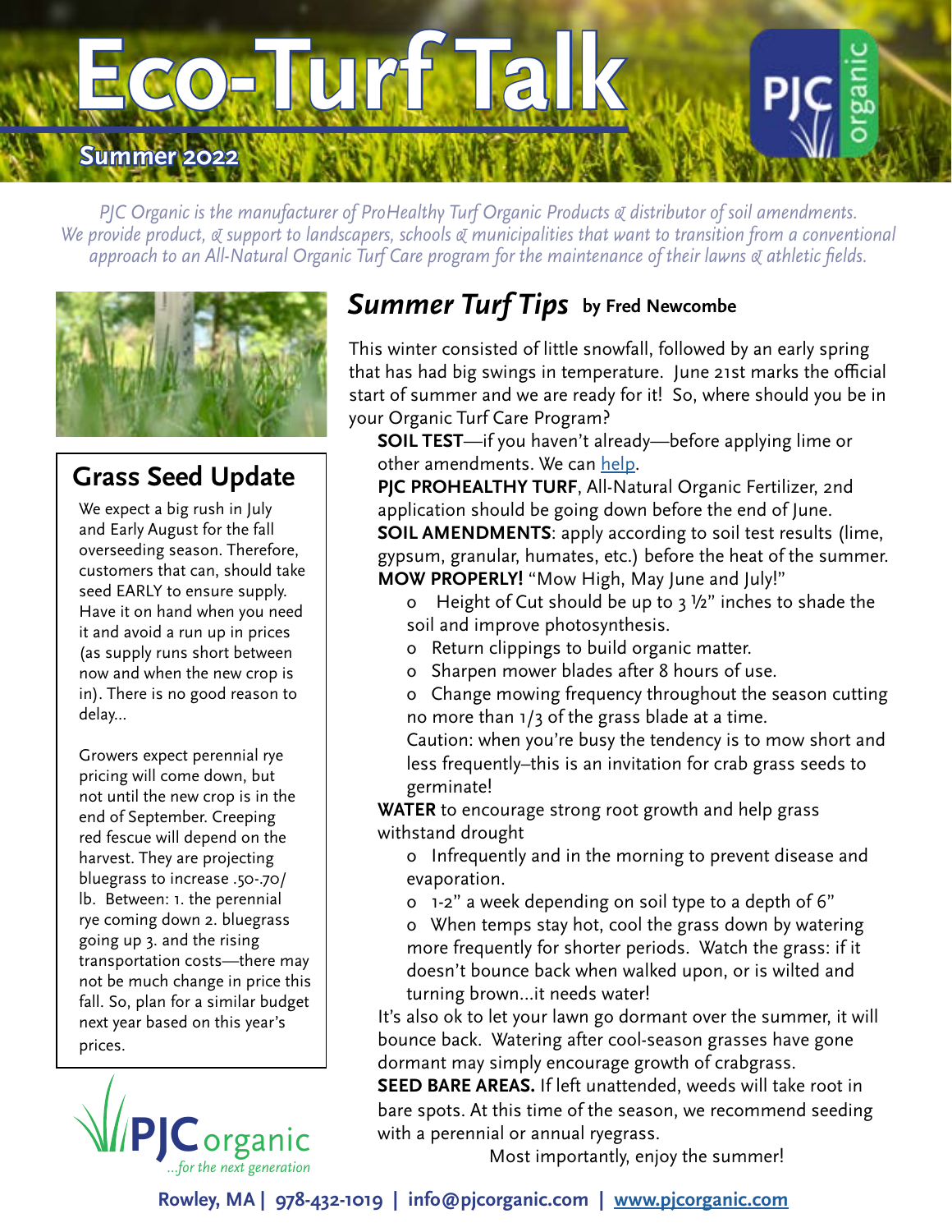# Eco-Turf Talk

**Summer 2022**

*PJC Organic is the manufacturer of ProHealthy Turf Organic Products & distributor of soil amendments. We provide product, & support to landscapers, schools & municipalities that want to transition from a conventional approach to an All-Natural Organic Turf Care program for the maintenance of their lawns & athletic fields.*

## Grass Seed Update

We expect a big rush in July and Early August for the fall overseeding season. Therefore, customers that can, should take seed EARLY to ensure supply. Have it on hand when you need it and avoid a run up in prices (as supply runs short between now and when the new crop is in). There is no good reason to delay...

Growers expect perennial rye pricing will come down, but not until the new crop is in the end of September. Creeping red fescue will depend on the harvest. They are projecting bluegrass to increase .50-.70/ lb. Between: 1. the perennial rye coming down 2. bluegrass going up 3. and the rising transportation costs—there may not be much change in price this fall. So, plan for a similar budget next year based on this year's prices.

PJC organic ...for the next generation

## *Summer Turf Tips* by Fred Newcombe

This winter consisted of little snowfall, followed by an early spring that has had big swings in temperature. June 21st marks the official start of summer and we are ready for it! So, where should you be in your Organic Turf Care Program?

**SOIL TEST**—if you haven't already—before applying lime or other amendments. We can [help](help).

**PJC PROHEALTHY TURF**, All-Natural Organic Fertilizer, 2nd application should be going down before the end of June.

**SOIL AMENDMENTS**: apply according to soil test results (lime, gypsum, granular, humates, etc.) before the heat of the summer.

**MOW PROPERLY!** "Mow High, May June and July!"

- Height of Cut should be up to 3 ½" inches to shade the soil and improve photosynthesis.
- Return clippings to build organic matter.
- Sharpen mower blades after 8 hours of use.
- Change mowing frequency throughout the season cutting no more than 1/3 of the grass blade at a time.

Caution: when you're busy the tendency is to mow short and less frequently–this is an invitation for crab grass seeds to germinate!

**WATER** to encourage strong root growth and help grass withstand drought

- Infrequently and in the morning to prevent disease and evaporation.
- 1-2" a week depending on soil type to a depth of 6"
- When temps stay hot, cool the grass down by watering more frequently for shorter periods. Watch the grass: if it doesn't bounce back when walked upon, or is wilted and turning brown...it needs water!

It's also ok to let your lawn go dormant over the summer, it will bounce back. Watering after cool-season grasses have gone dormant may simply encourage growth of crabgrass.

**SEED BARE AREAS.** If left unattended, weeds will take root in bare spots. At this time of the season, we recommend seeding with a perennial or annual ryegrass.

Most importantly, enjoy the summer!

Rowley, MA | 978-432-1019 | info@pjcorganic.com | [www.pjcorganic.com](www.pjcorganic.com)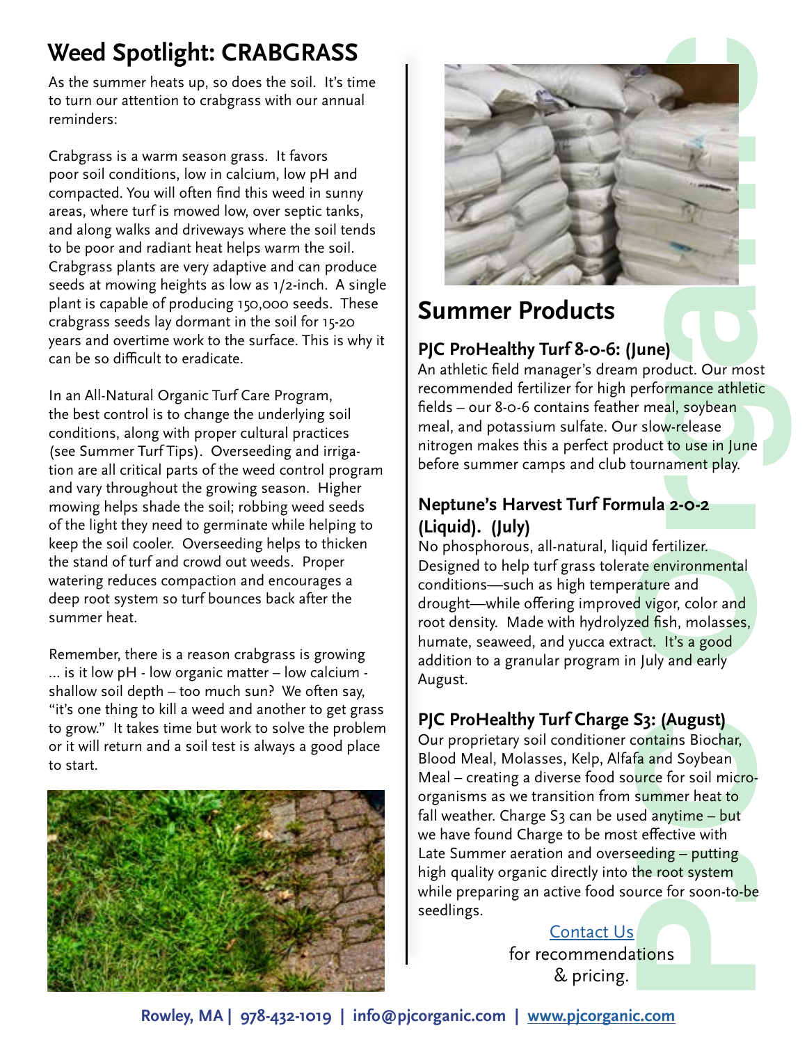# Weed Spotlight: CRABGRASS

As the summer heats up, so does the soil. It's time to turn our attention to crabgrass with our annual reminders:

Crabgrass is a warm season grass. It favors poor soil conditions, low in calcium, low pH and compacted. You will often find this weed in sunny areas, where turf is mowed low, over septic tanks, and along walks and driveways where the soil tends to be poor and radiant heat helps warm the soil. Crabgrass plants are very adaptive and can produce seeds at mowing heights as low as 1/2-inch. A single plant is capable of producing 150,000 seeds. These crabgrass seeds lay dormant in the soil for 15-20 years and overtime work to the surface. This is why it can be so difficult to eradicate.

In an All-Natural Organic Turf Care Program, the best control is to change the underlying soil conditions, along with proper cultural practices (see Summer Turf Tips). Overseeding and irrigation are all critical parts of the weed control program and vary throughout the growing season. Higher mowing helps shade the soil; robbing weed seeds of the light they need to germinate while helping to keep the soil cooler. Overseeding helps to thicken the stand of turf and crowd out weeds. Proper watering reduces compaction and encourages a deep root system so turf bounces back after the summer heat.

Remember, there is a reason crabgrass is growing ... is it low pH - low organic matter – low calcium - shallow soil depth – too much sun? We often say, "it's one thing to kill a weed and another to get grass to grow." It takes time but work to solve the problem or it will return and a soil test is always a good place to start.

## Summer Products

### PJC ProHealthy Turf 8-0-6: (June)

An athletic field manager's dream product. Our most recommended fertilizer for high performance athletic fields – our 8-0-6 contains feather meal, soybean meal, and potassium sulfate. Our slow-release nitrogen makes this a perfect product to use in June before summer camps and club tournament play.

### Neptune's Harvest Turf Formula 2-0-2 (Liquid). (July)

No phosphorous, all-natural, liquid fertilizer. Designed to help turf grass tolerate environmental conditions—such as high temperature and drought—while offering improved vigor, color and root density. Made with hydrolyzed fish, molasses, humate, seaweed, and yucca extract. It's a good addition to a granular program in July and early August.

### PJC ProHealthy Turf Charge S3: (August)

Our proprietary soil conditioner contains Biochar, Blood Meal, Molasses, Kelp, Alfafa and Soybean Meal – creating a diverse food source for soil micro-organisms as we transition from summer heat to fall weather. Charge S3 can be used anytime – but we have found Charge to be most effective with Late Summer aeration and overseeding – putting high quality organic directly into the root system while preparing an active food source for soon-to-be seedlings.

Contact Us for recommendations & pricing.

**Rowley, MA | 978-432-1019 | info@pjcorganic.com | www.pjcorganic.com**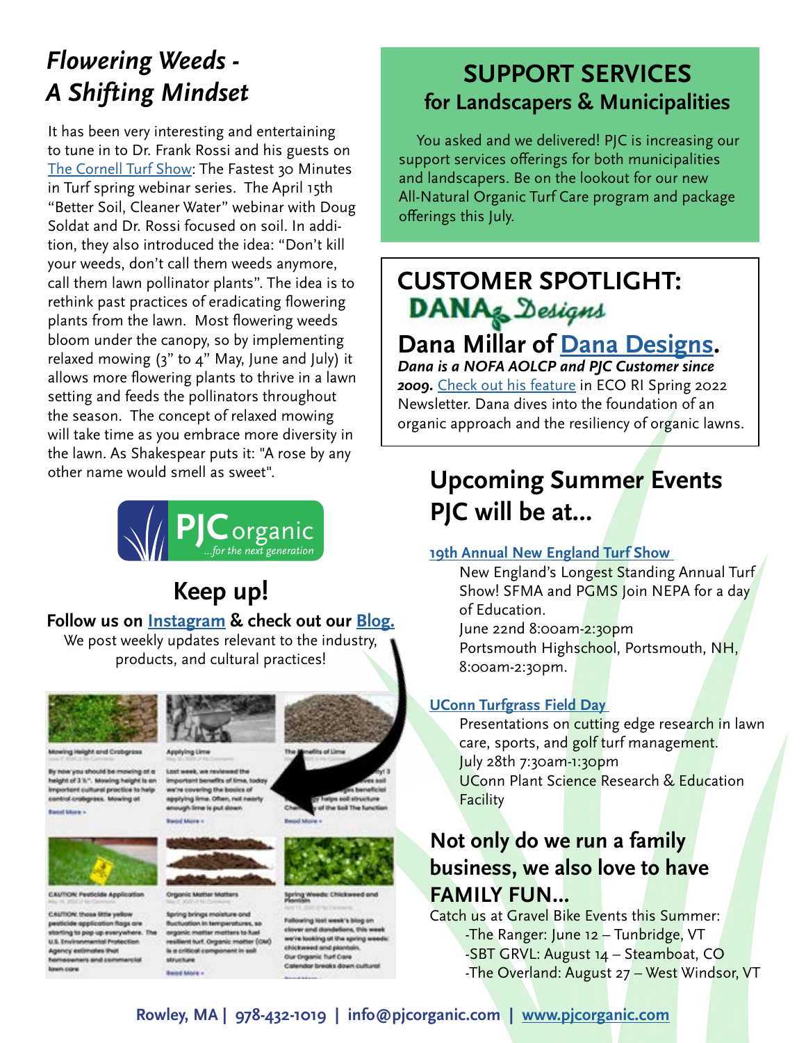## *Flowering Weeds - A Shifting Mindset*

It has been very interesting and entertaining to tune in to Dr. Frank Rossi and his guests on The Cornell Turf Show: The Fastest 30 Minutes in Turf spring webinar series. The April 15th "Better Soil, Cleaner Water" webinar with Doug Soldat and Dr. Rossi focused on soil. In addition, they also introduced the idea: "Don't kill your weeds, don't call them weeds anymore, call them lawn pollinator plants". The idea is to rethink past practices of eradicating flowering plants from the lawn. Most flowering weeds bloom under the canopy, so by implementing relaxed mowing (3" to 4" May, June and July) it allows more flowering plants to thrive in a lawn setting and feeds the pollinators throughout the season. The concept of relaxed mowing will take time as you embrace more diversity in the lawn. As Shakespear puts it: "A rose by any other name would smell as sweet".

PJC organic ...for the next generation

## Keep up!

**Follow us on Instagram & check out our Blog.**

We post weekly updates relevant to the industry, products, and cultural practices!

## SUPPORT SERVICES for Landscapers & Municipalities

You asked and we delivered! PJC is increasing our support services offerings for both municipalities and landscapers. Be on the lookout for our new All-Natural Organic Turf Care program and package offerings this July.

## CUSTOMER SPOTLIGHT:

DANA Designs

### Dana Millar of Dana Designs.

***Dana is a NOFA AOLCP and PJC Customer since 2009.*** Check out his feature in ECO RI Spring 2022 Newsletter. Dana dives into the foundation of an organic approach and the resiliency of organic lawns.

## Upcoming Summer Events PJC will be at...

**19th Annual New England Turf Show**

New England's Longest Standing Annual Turf Show! SFMA and PGMS Join NEPA for a day of Education.
June 22nd 8:00am-2:30pm
Portsmouth Highschool, Portsmouth, NH, 8:00am-2:30pm.

**UConn Turfgrass Field Day**

Presentations on cutting edge research in lawn care, sports, and golf turf management.
July 28th 7:30am-1:30pm
UConn Plant Science Research & Education Facility

## Not only do we run a family business, we also love to have FAMILY FUN...

Catch us at Gravel Bike Events this Summer:

- The Ranger: June 12 – Tunbridge, VT
- SBT GRVL: August 14 – Steamboat, CO
- The Overland: August 27 – West Windsor, VT

**Rowley, MA | 978-432-1019 | info@pjcorganic.com | www.pjcorganic.com**